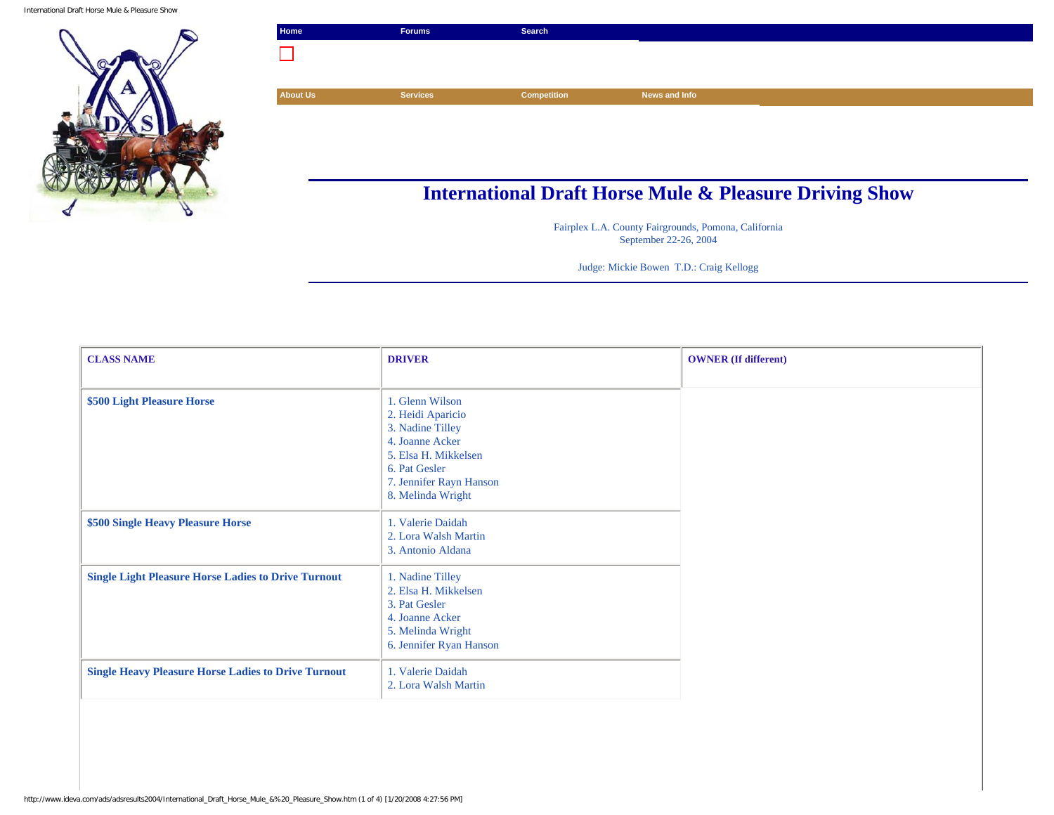Home | Forums | Search

About Us | Services | Competition | News and Info

# International Draft Horse Mule & Pleasure Driving Show

Fairplex L.A. County Fairgrounds, Pomona, California
September 22-26, 2004

Judge: Mickie Bowen T.D.: Craig Kellogg

| CLASS NAME | DRIVER | OWNER (If different) |
|---|---|---|
| **$500 Light Pleasure Horse** | 1. Glenn Wilson<br>2. Heidi Aparicio<br>3. Nadine Tilley<br>4. Joanne Acker<br>5. Elsa H. Mikkelsen<br>6. Pat Gesler<br>7. Jennifer Rayn Hanson<br>8. Melinda Wright | |
| **$500 Single Heavy Pleasure Horse** | 1. Valerie Daidah<br>2. Lora Walsh Martin<br>3. Antonio Aldana | |
| **Single Light Pleasure Horse Ladies to Drive Turnout** | 1. Nadine Tilley<br>2. Elsa H. Mikkelsen<br>3. Pat Gesler<br>4. Joanne Acker<br>5. Melinda Wright<br>6. Jennifer Ryan Hanson | |
| **Single Heavy Pleasure Horse Ladies to Drive Turnout** | 1. Valerie Daidah<br>2. Lora Walsh Martin | |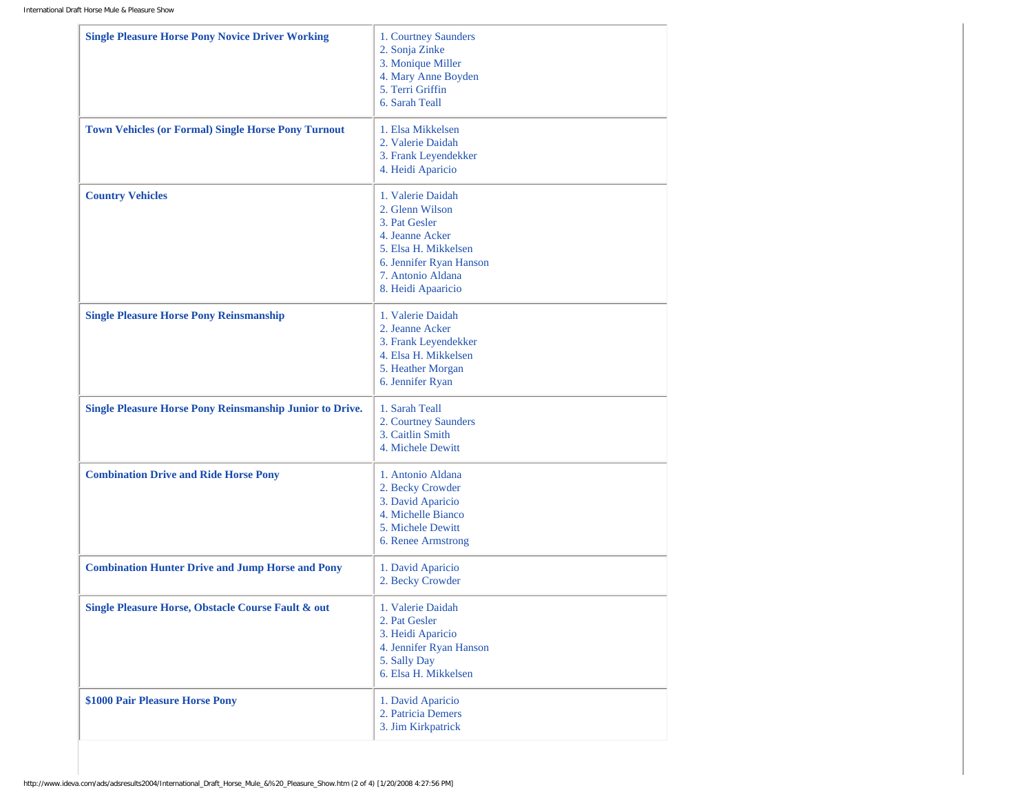| Class | Results |
| --- | --- |
| **Single Pleasure Horse Pony Novice Driver Working** | 1. Courtney Saunders<br>2. Sonja Zinke<br>3. Monique Miller<br>4. Mary Anne Boyden<br>5. Terri Griffin<br>6. Sarah Teall |
| **Town Vehicles (or Formal) Single Horse Pony Turnout** | 1. Elsa Mikkelsen<br>2. Valerie Daidah<br>3. Frank Leyendekker<br>4. Heidi Aparicio |
| **Country Vehicles** | 1. Valerie Daidah<br>2. Glenn Wilson<br>3. Pat Gesler<br>4. Jeanne Acker<br>5. Elsa H. Mikkelsen<br>6. Jennifer Ryan Hanson<br>7. Antonio Aldana<br>8. Heidi Apaaricio |
| **Single Pleasure Horse Pony Reinsmanship** | 1. Valerie Daidah<br>2. Jeanne Acker<br>3. Frank Leyendekker<br>4. Elsa H. Mikkelsen<br>5. Heather Morgan<br>6. Jennifer Ryan |
| **Single Pleasure Horse Pony Reinsmanship Junior to Drive.** | 1. Sarah Teall<br>2. Courtney Saunders<br>3. Caitlin Smith<br>4. Michele Dewitt |
| **Combination Drive and Ride Horse Pony** | 1. Antonio Aldana<br>2. Becky Crowder<br>3. David Aparicio<br>4. Michelle Bianco<br>5. Michele Dewitt<br>6. Renee Armstrong |
| **Combination Hunter Drive and Jump Horse and Pony** | 1. David Aparicio<br>2. Becky Crowder |
| **Single Pleasure Horse, Obstacle Course Fault & out** | 1. Valerie Daidah<br>2. Pat Gesler<br>3. Heidi Aparicio<br>4. Jennifer Ryan Hanson<br>5. Sally Day<br>6. Elsa H. Mikkelsen |
| **$1000 Pair Pleasure Horse Pony** | 1. David Aparicio<br>2. Patricia Demers<br>3. Jim Kirkpatrick |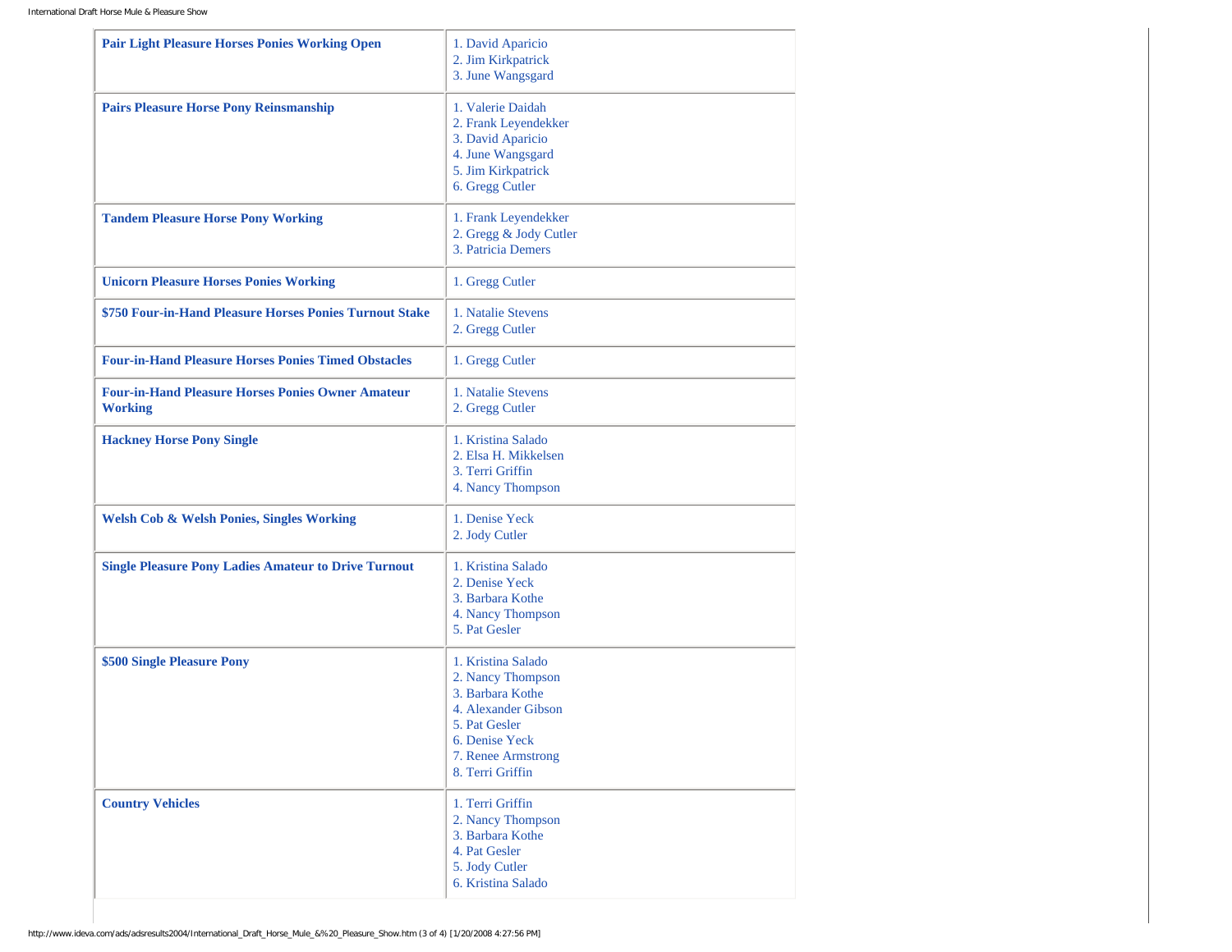| Class | Results |
| --- | --- |
| **Pair Light Pleasure Horses Ponies Working Open** | 1. David Aparicio<br>2. Jim Kirkpatrick<br>3. June Wangsgard |
| **Pairs Pleasure Horse Pony Reinsmanship** | 1. Valerie Daidah<br>2. Frank Leyendekker<br>3. David Aparicio<br>4. June Wangsgard<br>5. Jim Kirkpatrick<br>6. Gregg Cutler |
| **Tandem Pleasure Horse Pony Working** | 1. Frank Leyendekker<br>2. Gregg & Jody Cutler<br>3. Patricia Demers |
| **Unicorn Pleasure Horses Ponies Working** | 1. Gregg Cutler |
| **$750 Four-in-Hand Pleasure Horses Ponies Turnout Stake** | 1. Natalie Stevens<br>2. Gregg Cutler |
| **Four-in-Hand Pleasure Horses Ponies Timed Obstacles** | 1. Gregg Cutler |
| **Four-in-Hand Pleasure Horses Ponies Owner Amateur Working** | 1. Natalie Stevens<br>2. Gregg Cutler |
| **Hackney Horse Pony Single** | 1. Kristina Salado<br>2. Elsa H. Mikkelsen<br>3. Terri Griffin<br>4. Nancy Thompson |
| **Welsh Cob & Welsh Ponies, Singles Working** | 1. Denise Yeck<br>2. Jody Cutler |
| **Single Pleasure Pony Ladies Amateur to Drive Turnout** | 1. Kristina Salado<br>2. Denise Yeck<br>3. Barbara Kothe<br>4. Nancy Thompson<br>5. Pat Gesler |
| **$500 Single Pleasure Pony** | 1. Kristina Salado<br>2. Nancy Thompson<br>3. Barbara Kothe<br>4. Alexander Gibson<br>5. Pat Gesler<br>6. Denise Yeck<br>7. Renee Armstrong<br>8. Terri Griffin |
| **Country Vehicles** | 1. Terri Griffin<br>2. Nancy Thompson<br>3. Barbara Kothe<br>4. Pat Gesler<br>5. Jody Cutler<br>6. Kristina Salado |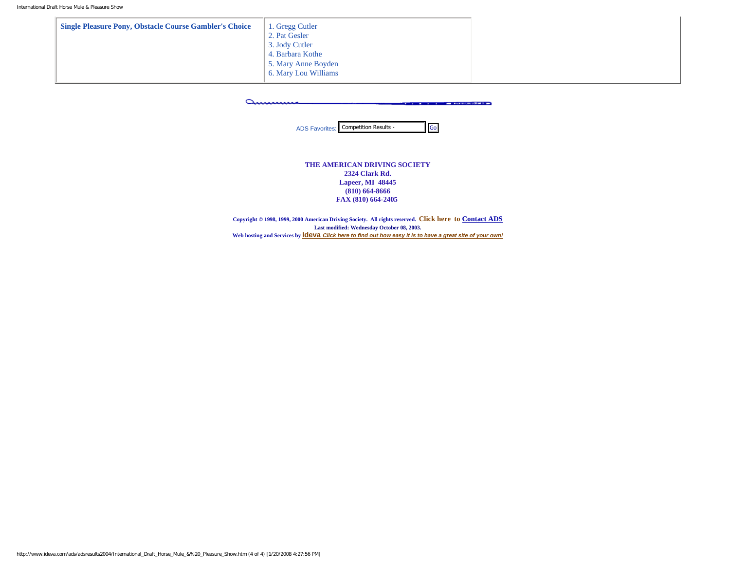| | |
|---|---|
| **Single Pleasure Pony, Obstacle Course Gambler's Choice** | 1. Gregg Cutler<br>2. Pat Gesler<br>3. Jody Cutler<br>4. Barbara Kothe<br>5. Mary Anne Boyden<br>6. Mary Lou Williams |

ADS Favorites: Competition Results - Go

**THE AMERICAN DRIVING SOCIETY**
**2324 Clark Rd.**
**Lapeer, MI 48445**
**(810) 664-8666**
**FAX (810) 664-2405**

**Copyright © 1998, 1999, 2000 American Driving Society. All rights reserved.** **Click here to Contact ADS**
**Last modified: Wednesday October 08, 2003.**
**Web hosting and Services by Ideva** ***Click here to find out how easy it is to have a great site of your own!***